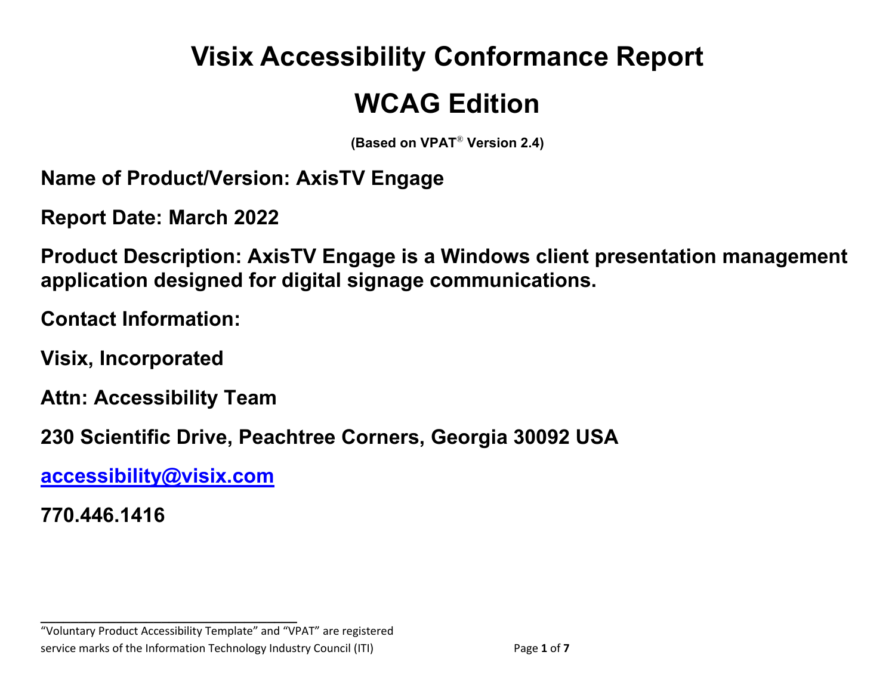# Visix Accessibility Conformance Report

# WCAG Edition

**(Based on VPAT® Version 2.4)**

**Name of Product/Version: AxisTV Engage**

**Report Date: March 2022**

**Product Description: AxisTV Engage is a Windows client presentation management application designed for digital signage communications.**

**Contact Information:**

**Visix, Incorporated**

**Attn: Accessibility Team**

**230 Scientific Drive, Peachtree Corners, Georgia 30092 USA**

**[accessibility@visix.com](mailto:accessibility@visix.com)**

**770.446.1416**

---

"Voluntary Product Accessibility Template" and "VPAT" are registered service marks of the Information Technology Industry Council (ITI)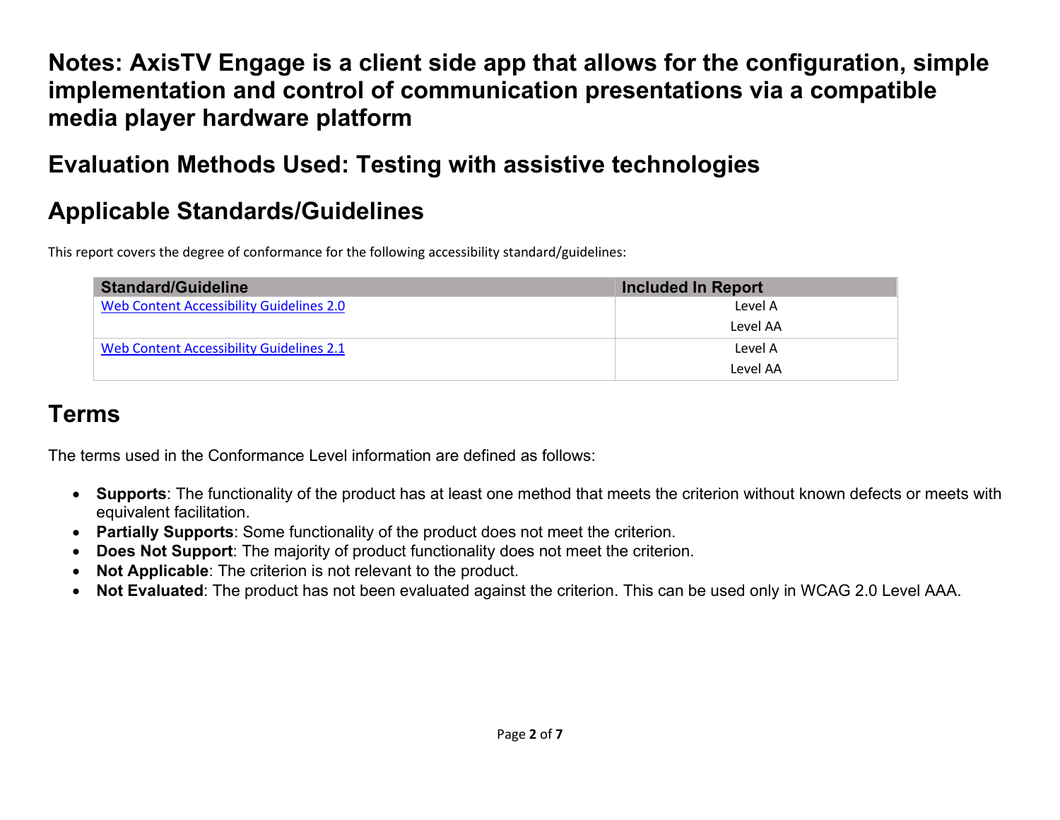## Notes: AxisTV Engage is a client side app that allows for the configuration, simple implementation and control of communication presentations via a compatible media player hardware platform

## Evaluation Methods Used: Testing with assistive technologies

## Applicable Standards/Guidelines

This report covers the degree of conformance for the following accessibility standard/guidelines:

| Standard/Guideline | Included In Report |
|---|---|
| [Web Content Accessibility Guidelines 2.0](https://www.w3.org/TR/WCAG20/) | Level A<br>Level AA |
| [Web Content Accessibility Guidelines 2.1](https://www.w3.org/TR/WCAG21/) | Level A<br>Level AA |

## Terms

The terms used in the Conformance Level information are defined as follows:

- **Supports**: The functionality of the product has at least one method that meets the criterion without known defects or meets with equivalent facilitation.
- **Partially Supports**: Some functionality of the product does not meet the criterion.
- **Does Not Support**: The majority of product functionality does not meet the criterion.
- **Not Applicable**: The criterion is not relevant to the product.
- **Not Evaluated**: The product has not been evaluated against the criterion. This can be used only in WCAG 2.0 Level AAA.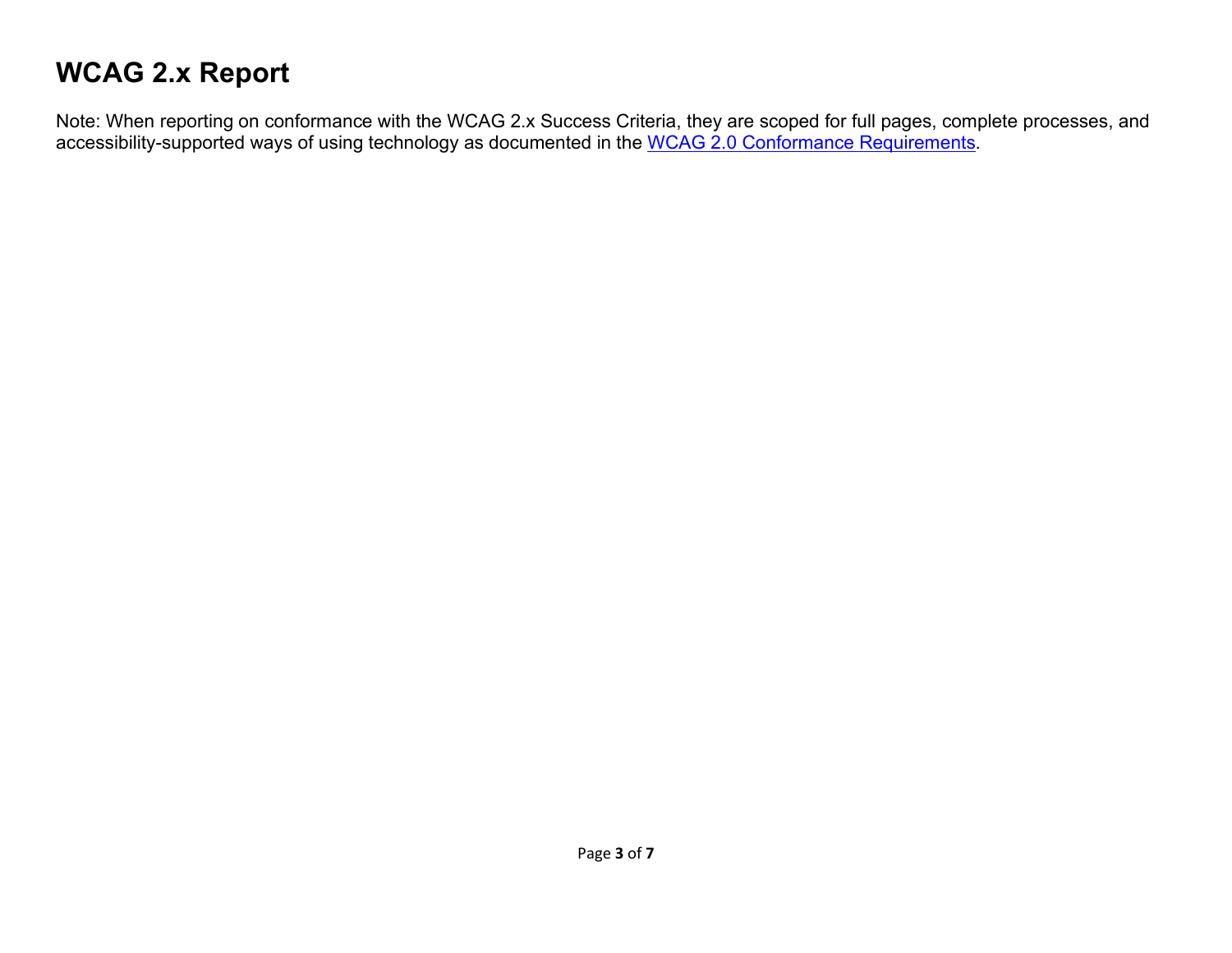# WCAG 2.x Report

Note: When reporting on conformance with the WCAG 2.x Success Criteria, they are scoped for full pages, complete processes, and accessibility-supported ways of using technology as documented in the [WCAG 2.0 Conformance Requirements](https://www.w3.org/TR/WCAG20/#conformance-reqs).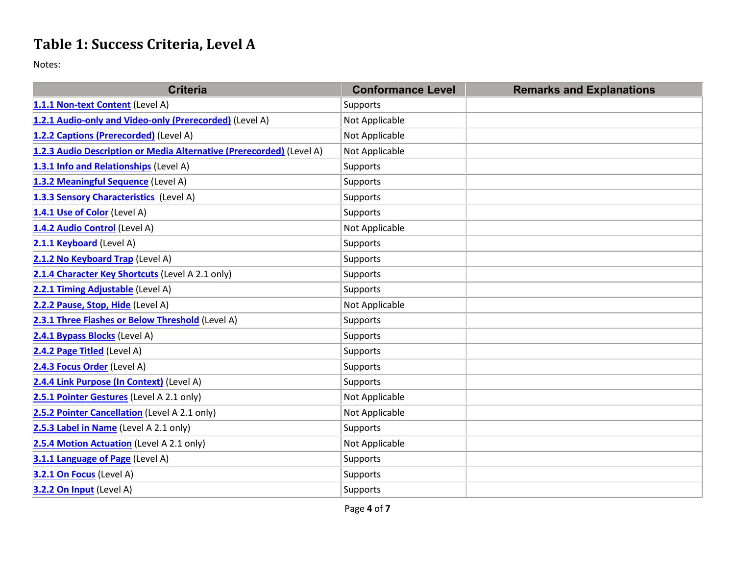# Table 1: Success Criteria, Level A

Notes:

| Criteria | Conformance Level | Remarks and Explanations |
| --- | --- | --- |
| 1.1.1 Non-text Content (Level A) | Supports | |
| 1.2.1 Audio-only and Video-only (Prerecorded) (Level A) | Not Applicable | |
| 1.2.2 Captions (Prerecorded) (Level A) | Not Applicable | |
| 1.2.3 Audio Description or Media Alternative (Prerecorded) (Level A) | Not Applicable | |
| 1.3.1 Info and Relationships (Level A) | Supports | |
| 1.3.2 Meaningful Sequence (Level A) | Supports | |
| 1.3.3 Sensory Characteristics (Level A) | Supports | |
| 1.4.1 Use of Color (Level A) | Supports | |
| 1.4.2 Audio Control (Level A) | Not Applicable | |
| 2.1.1 Keyboard (Level A) | Supports | |
| 2.1.2 No Keyboard Trap (Level A) | Supports | |
| 2.1.4 Character Key Shortcuts (Level A 2.1 only) | Supports | |
| 2.2.1 Timing Adjustable (Level A) | Supports | |
| 2.2.2 Pause, Stop, Hide (Level A) | Not Applicable | |
| 2.3.1 Three Flashes or Below Threshold (Level A) | Supports | |
| 2.4.1 Bypass Blocks (Level A) | Supports | |
| 2.4.2 Page Titled (Level A) | Supports | |
| 2.4.3 Focus Order (Level A) | Supports | |
| 2.4.4 Link Purpose (In Context) (Level A) | Supports | |
| 2.5.1 Pointer Gestures (Level A 2.1 only) | Not Applicable | |
| 2.5.2 Pointer Cancellation (Level A 2.1 only) | Not Applicable | |
| 2.5.3 Label in Name (Level A 2.1 only) | Supports | |
| 2.5.4 Motion Actuation (Level A 2.1 only) | Not Applicable | |
| 3.1.1 Language of Page (Level A) | Supports | |
| 3.2.1 On Focus (Level A) | Supports | |
| 3.2.2 On Input (Level A) | Supports | |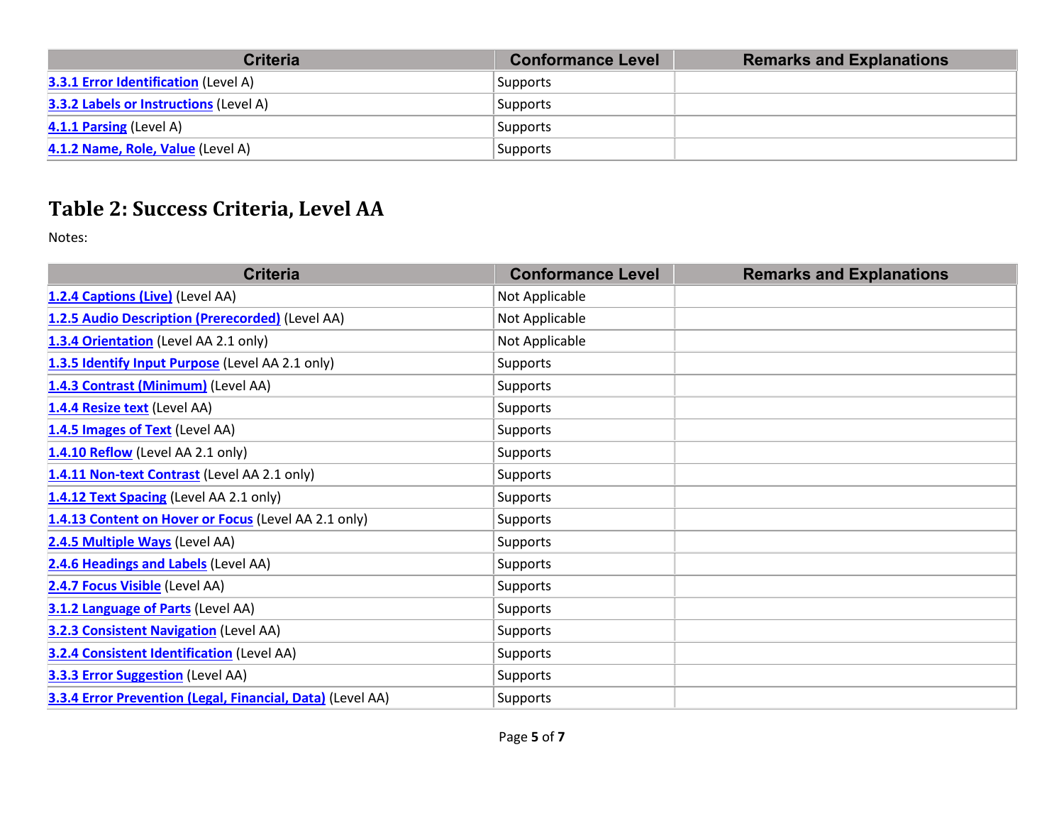| Criteria | Conformance Level | Remarks and Explanations |
| --- | --- | --- |
| 3.3.1 Error Identification (Level A) | Supports | |
| 3.3.2 Labels or Instructions (Level A) | Supports | |
| 4.1.1 Parsing (Level A) | Supports | |
| 4.1.2 Name, Role, Value (Level A) | Supports | |

## Table 2: Success Criteria, Level AA

Notes:

| Criteria | Conformance Level | Remarks and Explanations |
| --- | --- | --- |
| 1.2.4 Captions (Live) (Level AA) | Not Applicable | |
| 1.2.5 Audio Description (Prerecorded) (Level AA) | Not Applicable | |
| 1.3.4 Orientation (Level AA 2.1 only) | Not Applicable | |
| 1.3.5 Identify Input Purpose (Level AA 2.1 only) | Supports | |
| 1.4.3 Contrast (Minimum) (Level AA) | Supports | |
| 1.4.4 Resize text (Level AA) | Supports | |
| 1.4.5 Images of Text (Level AA) | Supports | |
| 1.4.10 Reflow (Level AA 2.1 only) | Supports | |
| 1.4.11 Non-text Contrast (Level AA 2.1 only) | Supports | |
| 1.4.12 Text Spacing (Level AA 2.1 only) | Supports | |
| 1.4.13 Content on Hover or Focus (Level AA 2.1 only) | Supports | |
| 2.4.5 Multiple Ways (Level AA) | Supports | |
| 2.4.6 Headings and Labels (Level AA) | Supports | |
| 2.4.7 Focus Visible (Level AA) | Supports | |
| 3.1.2 Language of Parts (Level AA) | Supports | |
| 3.2.3 Consistent Navigation (Level AA) | Supports | |
| 3.2.4 Consistent Identification (Level AA) | Supports | |
| 3.3.3 Error Suggestion (Level AA) | Supports | |
| 3.3.4 Error Prevention (Legal, Financial, Data) (Level AA) | Supports | |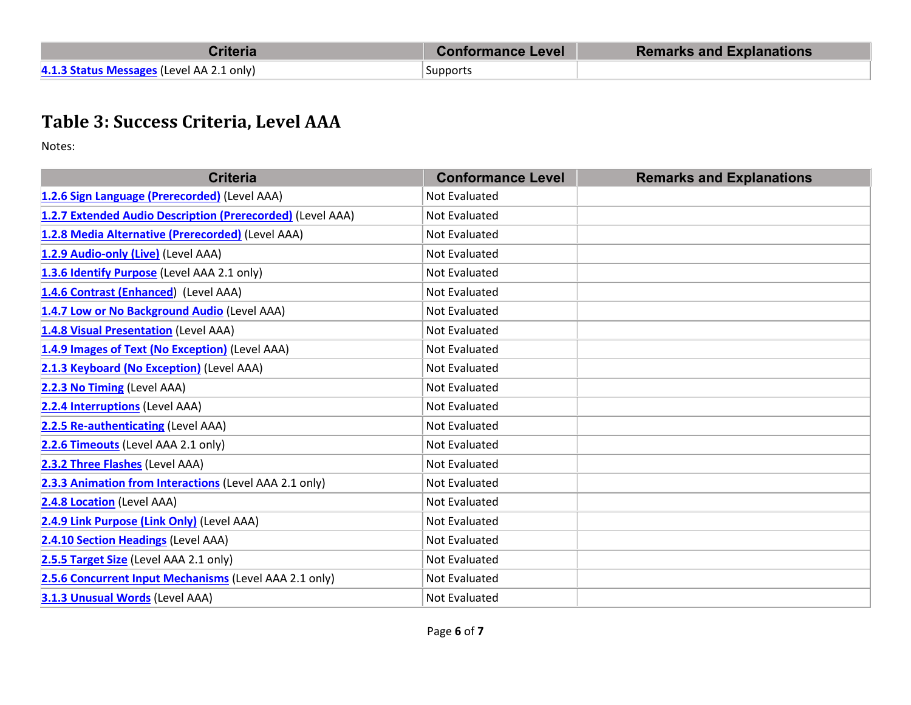| Criteria | Conformance Level | Remarks and Explanations |
|---|---|---|
| 4.1.3 Status Messages (Level AA 2.1 only) | Supports | |

## Table 3: Success Criteria, Level AAA

Notes:

| Criteria | Conformance Level | Remarks and Explanations |
|---|---|---|
| 1.2.6 Sign Language (Prerecorded) (Level AAA) | Not Evaluated | |
| 1.2.7 Extended Audio Description (Prerecorded) (Level AAA) | Not Evaluated | |
| 1.2.8 Media Alternative (Prerecorded) (Level AAA) | Not Evaluated | |
| 1.2.9 Audio-only (Live) (Level AAA) | Not Evaluated | |
| 1.3.6 Identify Purpose (Level AAA 2.1 only) | Not Evaluated | |
| 1.4.6 Contrast (Enhanced) (Level AAA) | Not Evaluated | |
| 1.4.7 Low or No Background Audio (Level AAA) | Not Evaluated | |
| 1.4.8 Visual Presentation (Level AAA) | Not Evaluated | |
| 1.4.9 Images of Text (No Exception) (Level AAA) | Not Evaluated | |
| 2.1.3 Keyboard (No Exception) (Level AAA) | Not Evaluated | |
| 2.2.3 No Timing (Level AAA) | Not Evaluated | |
| 2.2.4 Interruptions (Level AAA) | Not Evaluated | |
| 2.2.5 Re-authenticating (Level AAA) | Not Evaluated | |
| 2.2.6 Timeouts (Level AAA 2.1 only) | Not Evaluated | |
| 2.3.2 Three Flashes (Level AAA) | Not Evaluated | |
| 2.3.3 Animation from Interactions (Level AAA 2.1 only) | Not Evaluated | |
| 2.4.8 Location (Level AAA) | Not Evaluated | |
| 2.4.9 Link Purpose (Link Only) (Level AAA) | Not Evaluated | |
| 2.4.10 Section Headings (Level AAA) | Not Evaluated | |
| 2.5.5 Target Size (Level AAA 2.1 only) | Not Evaluated | |
| 2.5.6 Concurrent Input Mechanisms (Level AAA 2.1 only) | Not Evaluated | |
| 3.1.3 Unusual Words (Level AAA) | Not Evaluated | |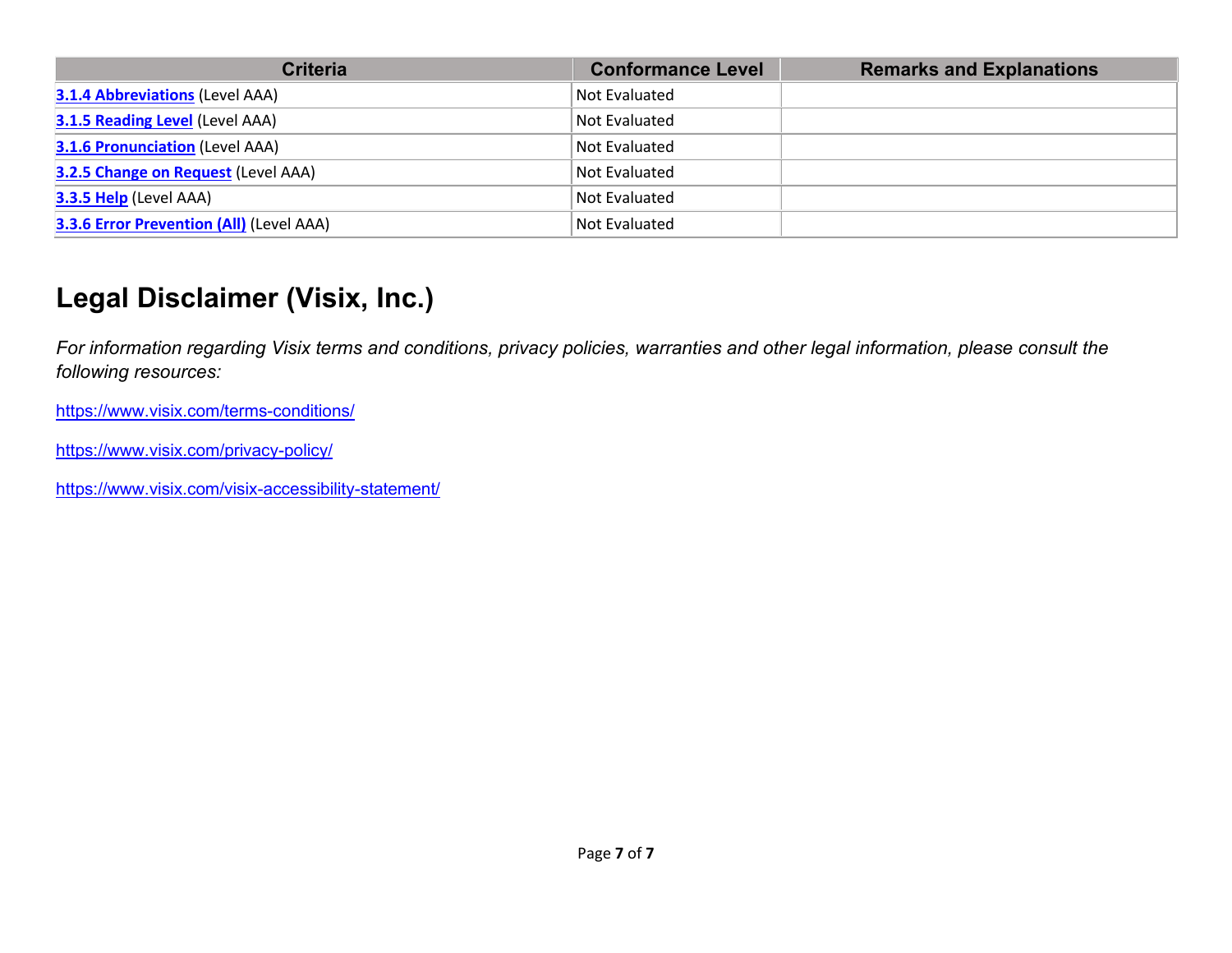| Criteria | Conformance Level | Remarks and Explanations |
|---|---|---|
| **3.1.4 Abbreviations** (Level AAA) | Not Evaluated | |
| **3.1.5 Reading Level** (Level AAA) | Not Evaluated | |
| **3.1.6 Pronunciation** (Level AAA) | Not Evaluated | |
| **3.2.5 Change on Request** (Level AAA) | Not Evaluated | |
| **3.3.5 Help** (Level AAA) | Not Evaluated | |
| **3.3.6 Error Prevention (All)** (Level AAA) | Not Evaluated | |

## Legal Disclaimer (Visix, Inc.)

*For information regarding Visix terms and conditions, privacy policies, warranties and other legal information, please consult the following resources:*

https://www.visix.com/terms-conditions/

https://www.visix.com/privacy-policy/

https://www.visix.com/visix-accessibility-statement/